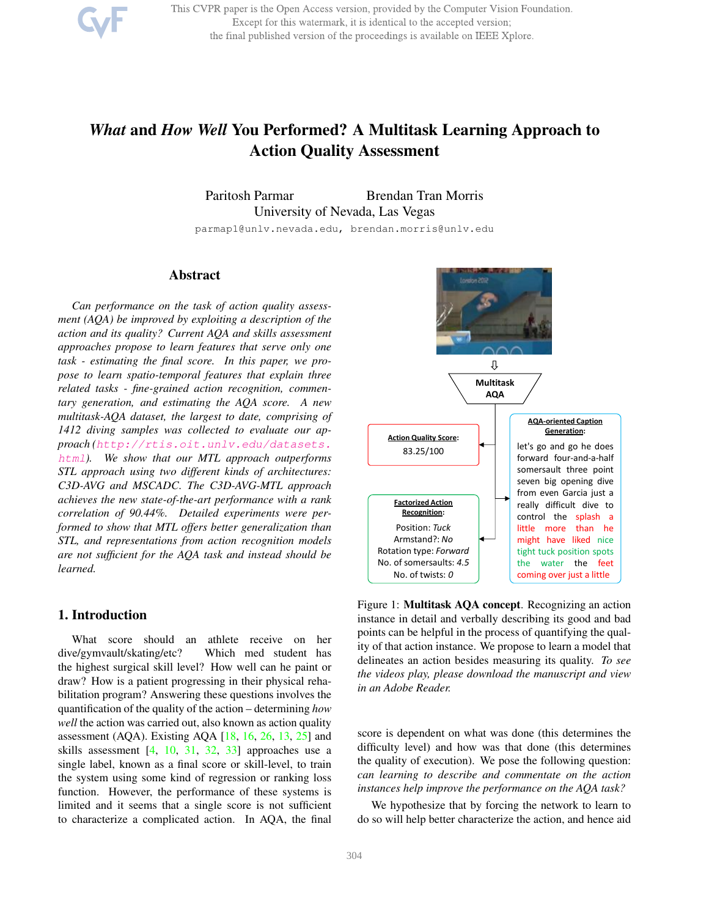This CVPR paper is the Open Access version, provided by the Computer Vision Foundation. Except for this watermark, it is identical to the accepted version; the final published version of the proceedings is available on IEEE Xplore.

# *What* and *How Well* You Performed? A Multitask Learning Approach to Action Quality Assessment

Paritosh Parmar  Brendan Tran Morris
University of Nevada, Las Vegas

parmap1@unlv.nevada.edu, brendan.morris@unlv.edu

## Abstract

*Can performance on the task of action quality assessment (AQA) be improved by exploiting a description of the action and its quality? Current AQA and skills assessment approaches propose to learn features that serve only one task - estimating the final score. In this paper, we propose to learn spatio-temporal features that explain three related tasks - fine-grained action recognition, commentary generation, and estimating the AQA score. A new multitask-AQA dataset, the largest to date, comprising of 1412 diving samples was collected to evaluate our approach (http://rtis.oit.unlv.edu/datasets.html). We show that our MTL approach outperforms STL approach using two different kinds of architectures: C3D-AVG and MSCADC. The C3D-AVG-MTL approach achieves the new state-of-the-art performance with a rank correlation of 90.44%. Detailed experiments were performed to show that MTL offers better generalization than STL, and representations from action recognition models are not sufficient for the AQA task and instead should be learned.*

## 1. Introduction

What score should an athlete receive on her dive/gymvault/skating/etc? Which med student has the highest surgical skill level? How well can he paint or draw? How is a patient progressing in their physical rehabilitation program? Answering these questions involves the quantification of the quality of the action – determining *how well* the action was carried out, also known as action quality assessment (AQA). Existing AQA [18, 16, 26, 13, 25] and skills assessment [4, 10, 31, 32, 33] approaches use a single label, known as a final score or skill-level, to train the system using some kind of regression or ranking loss function. However, the performance of these systems is limited and it seems that a single score is not sufficient to characterize a complicated action. In AQA, the final score is dependent on what was done (this determines the difficulty level) and how was that done (this determines the quality of execution). We pose the following question: *can learning to describe and commentate on the action instances help improve the performance on the AQA task?*

We hypothesize that by forcing the network to learn to do so will help better characterize the action, and hence aid

Multitask AQA

**Action Quality Score**: 83.25/100

**Factorized Action Recognition**:
Position: *Tuck*
Armstand?: *No*
Rotation type: *Forward*
No. of somersaults: *4.5*
No. of twists: *0*

**AQA-oriented Caption Generation**:
let's go and go he does forward four-and-a-half somersault three point seven big opening dive from even Garcia just a really difficult dive to control the splash a little more than he might have liked nice tight tuck position spots the water the feet coming over just a little

Figure 1: **Multitask AQA concept**. Recognizing an action instance in detail and verbally describing its good and bad points can be helpful in the process of quantifying the quality of that action instance. We propose to learn a model that delineates an action besides measuring its quality. *To see the videos play, please download the manuscript and view in an Adobe Reader.*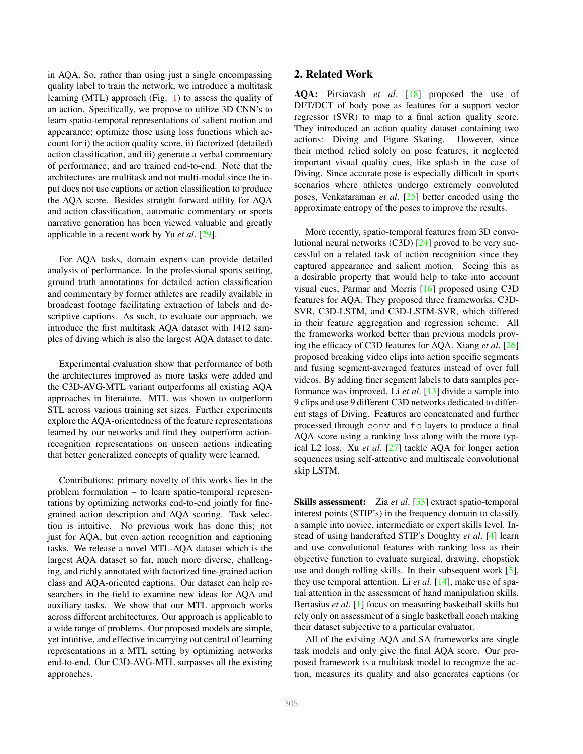in AQA. So, rather than using just a single encompassing quality label to train the network, we introduce a multitask learning (MTL) approach (Fig. 1) to assess the quality of an action. Specifically, we propose to utilize 3D CNN's to learn spatio-temporal representations of salient motion and appearance; optimize those using loss functions which account for i) the action quality score, ii) factorized (detailed) action classification, and iii) generate a verbal commentary of performance; and are trained end-to-end. Note that the architectures are multitask and not multi-modal since the input does not use captions or action classification to produce the AQA score. Besides straight forward utility for AQA and action classification, automatic commentary or sports narrative generation has been viewed valuable and greatly applicable in a recent work by Yu *et al*. [29].

For AQA tasks, domain experts can provide detailed analysis of performance. In the professional sports setting, ground truth annotations for detailed action classification and commentary by former athletes are readily available in broadcast footage facilitating extraction of labels and descriptive captions. As such, to evaluate our approach, we introduce the first multitask AQA dataset with 1412 samples of diving which is also the largest AQA dataset to date.

Experimental evaluation show that performance of both the architectures improved as more tasks were added and the C3D-AVG-MTL variant outperforms all existing AQA approaches in literature. MTL was shown to outperform STL across various training set sizes. Further experiments explore the AQA-orientedness of the feature representations learned by our networks and find they outperform action-recognition representations on unseen actions indicating that better generalized concepts of quality were learned.

Contributions: primary novelty of this works lies in the problem formulation – to learn spatio-temporal representations by optimizing networks end-to-end jointly for fine-grained action description and AQA scoring. Task selection is intuitive. No previous work has done this; not just for AQA, but even action recognition and captioning tasks. We release a novel MTL-AQA dataset which is the largest AQA dataset so far, much more diverse, challenging, and richly annotated with factorized fine-grained action class and AQA-oriented captions. Our dataset can help researchers in the field to examine new ideas for AQA and auxiliary tasks. We show that our MTL approach works across different architectures. Our approach is applicable to a wide range of problems. Our proposed models are simple, yet intuitive, and effective in carrying out central of learning representations in a MTL setting by optimizing networks end-to-end. Our C3D-AVG-MTL surpasses all the existing approaches.

## 2. Related Work

**AQA:** Pirsiavash *et al*. [18] proposed the use of DFT/DCT of body pose as features for a support vector regressor (SVR) to map to a final action quality score. They introduced an action quality dataset containing two actions: Diving and Figure Skating. However, since their method relied solely on pose features, it neglected important visual quality cues, like splash in the case of Diving. Since accurate pose is especially difficult in sports scenarios where athletes undergo extremely convoluted poses, Venkataraman *et al*. [25] better encoded using the approximate entropy of the poses to improve the results.

More recently, spatio-temporal features from 3D convolutional neural networks (C3D) [24] proved to be very successful on a related task of action recognition since they captured appearance and salient motion. Seeing this as a desirable property that would help to take into account visual cues, Parmar and Morris [16] proposed using C3D features for AQA. They proposed three frameworks, C3D-SVR, C3D-LSTM, and C3D-LSTM-SVR, which differed in their feature aggregation and regression scheme. All the frameworks worked better than previous models proving the efficacy of C3D features for AQA. Xiang *et al*. [26] proposed breaking video clips into action specific segments and fusing segment-averaged features instead of over full videos. By adding finer segment labels to data samples performance was improved. Li *et al*. [13] divide a sample into 9 clips and use 9 different C3D networks dedicated to different stags of Diving. Features are concatenated and further processed through `conv` and `fc` layers to produce a final AQA score using a ranking loss along with the more typical L2 loss. Xu *et al*. [27] tackle AQA for longer action sequences using self-attentive and multiscale convolutional skip LSTM.

**Skills assessment:** Zia *et al*. [33] extract spatio-temporal interest points (STIP's) in the frequency domain to classify a sample into novice, intermediate or expert skills level. Instead of using handcrafted STIP's Doughty *et al*. [4] learn and use convolutional features with ranking loss as their objective function to evaluate surgical, drawing, chopstick use and dough rolling skills. In their subsequent work [5], they use temporal attention. Li *et al*. [14], make use of spatial attention in the assessment of hand manipulation skills. Bertasius *et al*. [1] focus on measuring basketball skills but rely only on assessment of a single basketball coach making their dataset subjective to a particular evaluator.

All of the existing AQA and SA frameworks are single task models and only give the final AQA score. Our proposed framework is a multitask model to recognize the action, measures its quality and also generates captions (or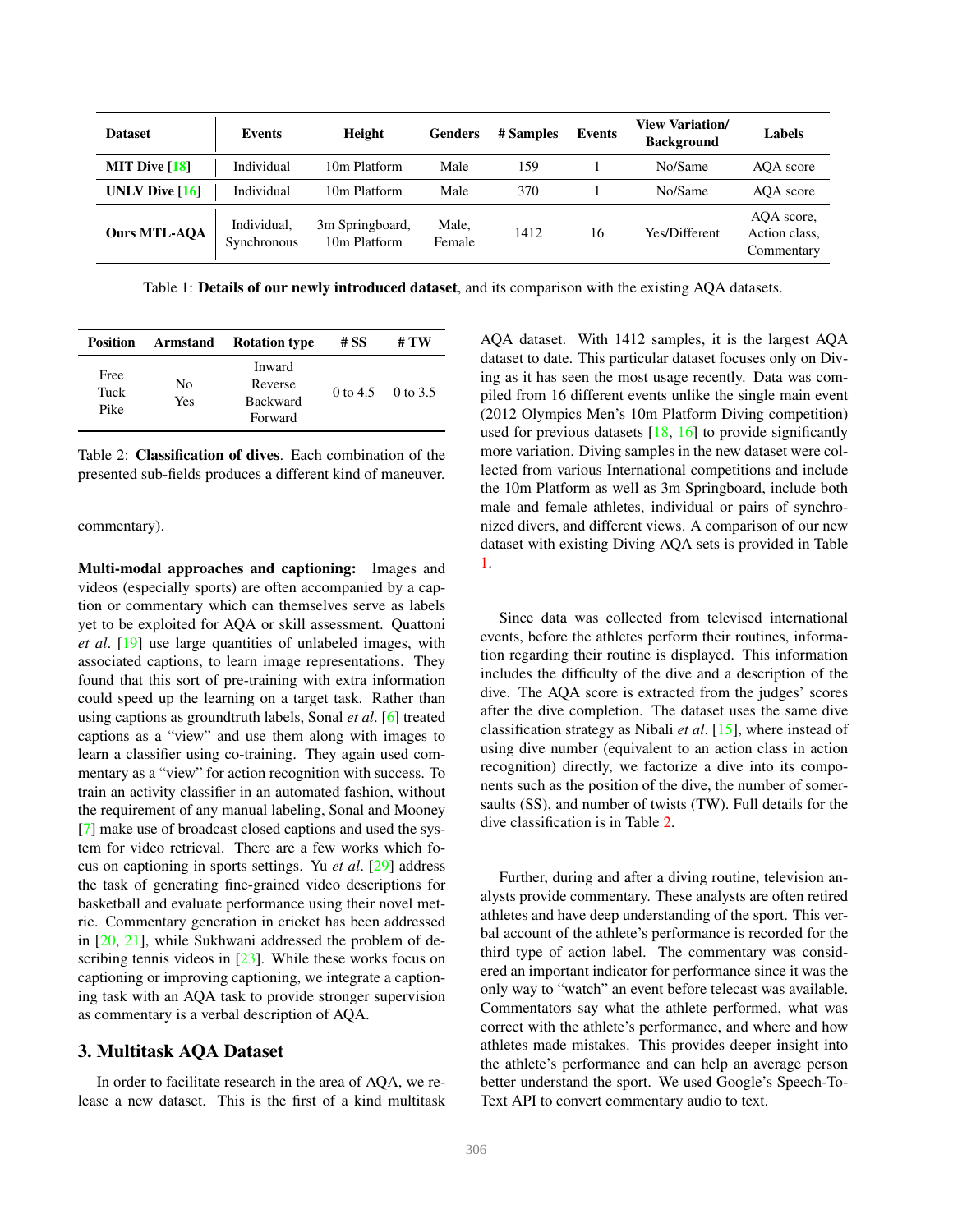| Dataset | Events | Height | Genders | # Samples | Events | View Variation/ Background | Labels |
|---|---|---|---|---|---|---|---|
| **MIT Dive** [18] | Individual | 10m Platform | Male | 159 | 1 | No/Same | AQA score |
| **UNLV Dive** [16] | Individual | 10m Platform | Male | 370 | 1 | No/Same | AQA score |
| **Ours MTL-AQA** | Individual, Synchronous | 3m Springboard, 10m Platform | Male, Female | 1412 | 16 | Yes/Different | AQA score, Action class, Commentary |

Table 1: **Details of our newly introduced dataset**, and its comparison with the existing AQA datasets.

| Position | Armstand | Rotation type | # SS | # TW |
|---|---|---|---|---|
| Free<br>Tuck<br>Pike | No<br>Yes | Inward<br>Reverse<br>Backward<br>Forward | 0 to 4.5 | 0 to 3.5 |

Table 2: **Classification of dives**. Each combination of the presented sub-fields produces a different kind of maneuver.

commentary).

**Multi-modal approaches and captioning:** Images and videos (especially sports) are often accompanied by a caption or commentary which can themselves serve as labels yet to be exploited for AQA or skill assessment. Quattoni *et al*. [19] use large quantities of unlabeled images, with associated captions, to learn image representations. They found that this sort of pre-training with extra information could speed up the learning on a target task. Rather than using captions as groundtruth labels, Sonal *et al*. [6] treated captions as a "view" and use them along with images to learn a classifier using co-training. They again used commentary as a "view" for action recognition with success. To train an activity classifier in an automated fashion, without the requirement of any manual labeling, Sonal and Mooney [7] make use of broadcast closed captions and used the system for video retrieval. There are a few works which focus on captioning in sports settings. Yu *et al*. [29] address the task of generating fine-grained video descriptions for basketball and evaluate performance using their novel metric. Commentary generation in cricket has been addressed in [20, 21], while Sukhwani addressed the problem of describing tennis videos in [23]. While these works focus on captioning or improving captioning, we integrate a captioning task with an AQA task to provide stronger supervision as commentary is a verbal description of AQA.

## 3. Multitask AQA Dataset

In order to facilitate research in the area of AQA, we release a new dataset. This is the first of a kind multitask AQA dataset. With 1412 samples, it is the largest AQA dataset to date. This particular dataset focuses only on Diving as it has seen the most usage recently. Data was compiled from 16 different events unlike the single main event (2012 Olympics Men's 10m Platform Diving competition) used for previous datasets [18, 16] to provide significantly more variation. Diving samples in the new dataset were collected from various International competitions and include the 10m Platform as well as 3m Springboard, include both male and female athletes, individual or pairs of synchronized divers, and different views. A comparison of our new dataset with existing Diving AQA sets is provided in Table 1.

Since data was collected from televised international events, before the athletes perform their routines, information regarding their routine is displayed. This information includes the difficulty of the dive and a description of the dive. The AQA score is extracted from the judges' scores after the dive completion. The dataset uses the same dive classification strategy as Nibali *et al*. [15], where instead of using dive number (equivalent to an action class in action recognition) directly, we factorize a dive into its components such as the position of the dive, the number of somersaults (SS), and number of twists (TW). Full details for the dive classification is in Table 2.

Further, during and after a diving routine, television analysts provide commentary. These analysts are often retired athletes and have deep understanding of the sport. This verbal account of the athlete's performance is recorded for the third type of action label. The commentary was considered an important indicator for performance since it was the only way to "watch" an event before telecast was available. Commentators say what the athlete performed, what was correct with the athlete's performance, and where and how athletes made mistakes. This provides deeper insight into the athlete's performance and can help an average person better understand the sport. We used Google's Speech-To-Text API to convert commentary audio to text.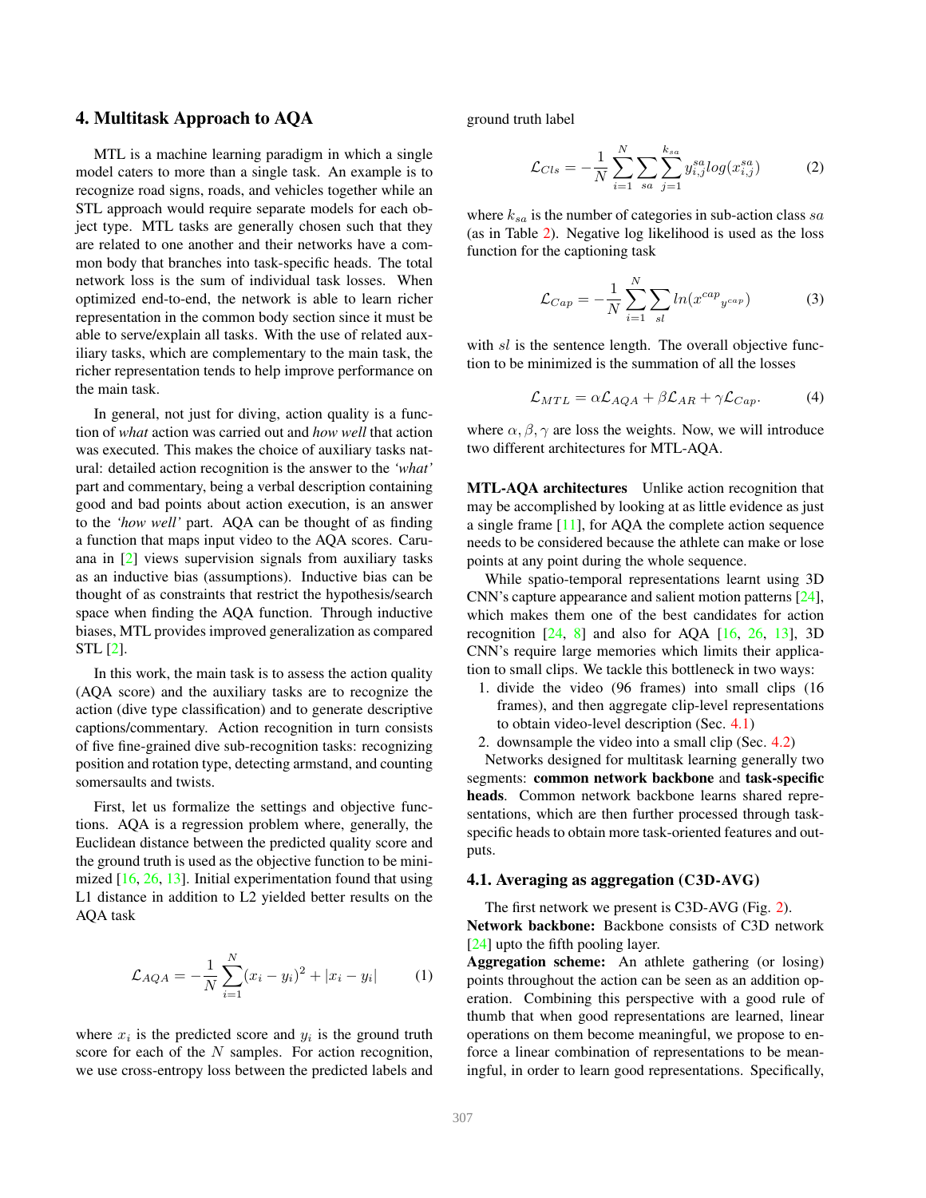## 4. Multitask Approach to AQA

MTL is a machine learning paradigm in which a single model caters to more than a single task. An example is to recognize road signs, roads, and vehicles together while an STL approach would require separate models for each object type. MTL tasks are generally chosen such that they are related to one another and their networks have a common body that branches into task-specific heads. The total network loss is the sum of individual task losses. When optimized end-to-end, the network is able to learn richer representation in the common body section since it must be able to serve/explain all tasks. With the use of related auxiliary tasks, which are complementary to the main task, the richer representation tends to help improve performance on the main task.

In general, not just for diving, action quality is a function of *what* action was carried out and *how well* that action was executed. This makes the choice of auxiliary tasks natural: detailed action recognition is the answer to the *'what'* part and commentary, being a verbal description containing good and bad points about action execution, is an answer to the *'how well'* part. AQA can be thought of as finding a function that maps input video to the AQA scores. Caruana in [2] views supervision signals from auxiliary tasks as an inductive bias (assumptions). Inductive bias can be thought of as constraints that restrict the hypothesis/search space when finding the AQA function. Through inductive biases, MTL provides improved generalization as compared STL [2].

In this work, the main task is to assess the action quality (AQA score) and the auxiliary tasks are to recognize the action (dive type classification) and to generate descriptive captions/commentary. Action recognition in turn consists of five fine-grained dive sub-recognition tasks: recognizing position and rotation type, detecting armstand, and counting somersaults and twists.

First, let us formalize the settings and objective functions. AQA is a regression problem where, generally, the Euclidean distance between the predicted quality score and the ground truth is used as the objective function to be minimized [16, 26, 13]. Initial experimentation found that using L1 distance in addition to L2 yielded better results on the AQA task

$$\mathcal{L}_{AQA} = -\frac{1}{N}\sum_{i=1}^{N}(x_i - y_i)^2 + |x_i - y_i| \tag{1}$$

where $x_i$ is the predicted score and $y_i$ is the ground truth score for each of the $N$ samples. For action recognition, we use cross-entropy loss between the predicted labels and ground truth label

$$\mathcal{L}_{Cls} = -\frac{1}{N}\sum_{i=1}^{N}\sum_{sa}\sum_{j=1}^{k_{sa}} y_{i,j}^{sa} log(x_{i,j}^{sa}) \tag{2}$$

where $k_{sa}$ is the number of categories in sub-action class $sa$ (as in Table 2). Negative log likelihood is used as the loss function for the captioning task

$$\mathcal{L}_{Cap} = -\frac{1}{N}\sum_{i=1}^{N}\sum_{sl} ln({x^{cap}}_{y^{cap}}) \tag{3}$$

with $sl$ is the sentence length. The overall objective function to be minimized is the summation of all the losses

$$\mathcal{L}_{MTL} = \alpha\mathcal{L}_{AQA} + \beta\mathcal{L}_{AR} + \gamma\mathcal{L}_{Cap}. \tag{4}$$

where $\alpha, \beta, \gamma$ are loss the weights. Now, we will introduce two different architectures for MTL-AQA.

**MTL-AQA architectures** Unlike action recognition that may be accomplished by looking at as little evidence as just a single frame [11], for AQA the complete action sequence needs to be considered because the athlete can make or lose points at any point during the whole sequence.

While spatio-temporal representations learnt using 3D CNN's capture appearance and salient motion patterns [24], which makes them one of the best candidates for action recognition [24, 8] and also for AQA [16, 26, 13], 3D CNN's require large memories which limits their application to small clips. We tackle this bottleneck in two ways:

1. divide the video (96 frames) into small clips (16 frames), and then aggregate clip-level representations to obtain video-level description (Sec. 4.1)
2. downsample the video into a small clip (Sec. 4.2)

Networks designed for multitask learning generally two segments: **common network backbone** and **task-specific heads**. Common network backbone learns shared representations, which are then further processed through task-specific heads to obtain more task-oriented features and outputs.

### 4.1. Averaging as aggregation (C3D-AVG)

The first network we present is C3D-AVG (Fig. 2).

**Network backbone:** Backbone consists of C3D network [24] upto the fifth pooling layer.

**Aggregation scheme:** An athlete gathering (or losing) points throughout the action can be seen as an addition operation. Combining this perspective with a good rule of thumb that when good representations are learned, linear operations on them become meaningful, we propose to enforce a linear combination of representations to be meaningful, in order to learn good representations. Specifically,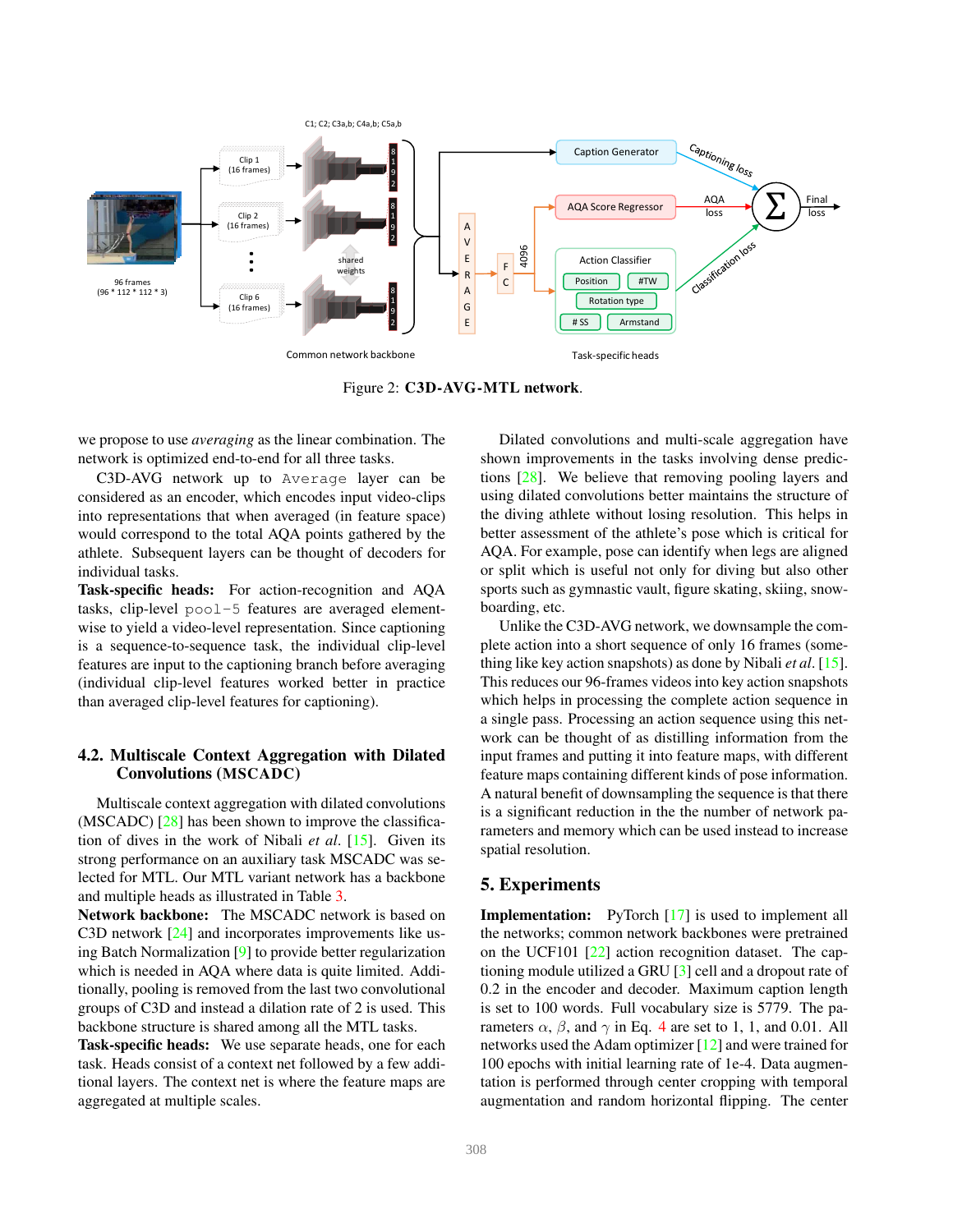Figure 2: **C3D-AVG-MTL network**.

we propose to use *averaging* as the linear combination. The network is optimized end-to-end for all three tasks.

C3D-AVG network up to `Average` layer can be considered as an encoder, which encodes input video-clips into representations that when averaged (in feature space) would correspond to the total AQA points gathered by the athlete. Subsequent layers can be thought of as decoders for individual tasks.

**Task-specific heads:** For action-recognition and AQA tasks, clip-level `pool-5` features are averaged element-wise to yield a video-level representation. Since captioning is a sequence-to-sequence task, the individual clip-level features are input to the captioning branch before averaging (individual clip-level features worked better in practice than averaged clip-level features for captioning).

## 4.2. Multiscale Context Aggregation with Dilated Convolutions (MSCADC)

Multiscale context aggregation with dilated convolutions (MSCADC) [28] has been shown to improve the classification of dives in the work of Nibali *et al*. [15]. Given its strong performance on an auxiliary task MSCADC was selected for MTL. Our MTL variant network has a backbone and multiple heads as illustrated in Table 3.

**Network backbone:** The MSCADC network is based on C3D network [24] and incorporates improvements like using Batch Normalization [9] to provide better regularization which is needed in AQA where data is quite limited. Additionally, pooling is removed from the last two convolutional groups of C3D and instead a dilation rate of 2 is used. This backbone structure is shared among all the MTL tasks.

**Task-specific heads:** We use separate heads, one for each task. Heads consist of a context net followed by a few additional layers. The context net is where the feature maps are aggregated at multiple scales.

Dilated convolutions and multi-scale aggregation have shown improvements in the tasks involving dense predictions [28]. We believe that removing pooling layers and using dilated convolutions better maintains the structure of the diving athlete without losing resolution. This helps in better assessment of the athlete's pose which is critical for AQA. For example, pose can identify when legs are aligned or split which is useful not only for diving but also other sports such as gymnastic vault, figure skating, skiing, snowboarding, etc.

Unlike the C3D-AVG network, we downsample the complete action into a short sequence of only 16 frames (something like key action snapshots) as done by Nibali *et al*. [15]. This reduces our 96-frames videos into key action snapshots which helps in processing the complete action sequence in a single pass. Processing an action sequence using this network can be thought of as distilling information from the input frames and putting it into feature maps, with different feature maps containing different kinds of pose information. A natural benefit of downsampling the sequence is that there is a significant reduction in the the number of network parameters and memory which can be used instead to increase spatial resolution.

## 5. Experiments

**Implementation:** PyTorch [17] is used to implement all the networks; common network backbones were pretrained on the UCF101 [22] action recognition dataset. The captioning module utilized a GRU [3] cell and a dropout rate of 0.2 in the encoder and decoder. Maximum caption length is set to 100 words. Full vocabulary size is 5779. The parameters $\alpha$, $\beta$, and $\gamma$ in Eq. 4 are set to 1, 1, and 0.01. All networks used the Adam optimizer [12] and were trained for 100 epochs with initial learning rate of 1e-4. Data augmentation is performed through center cropping with temporal augmentation and random horizontal flipping. The center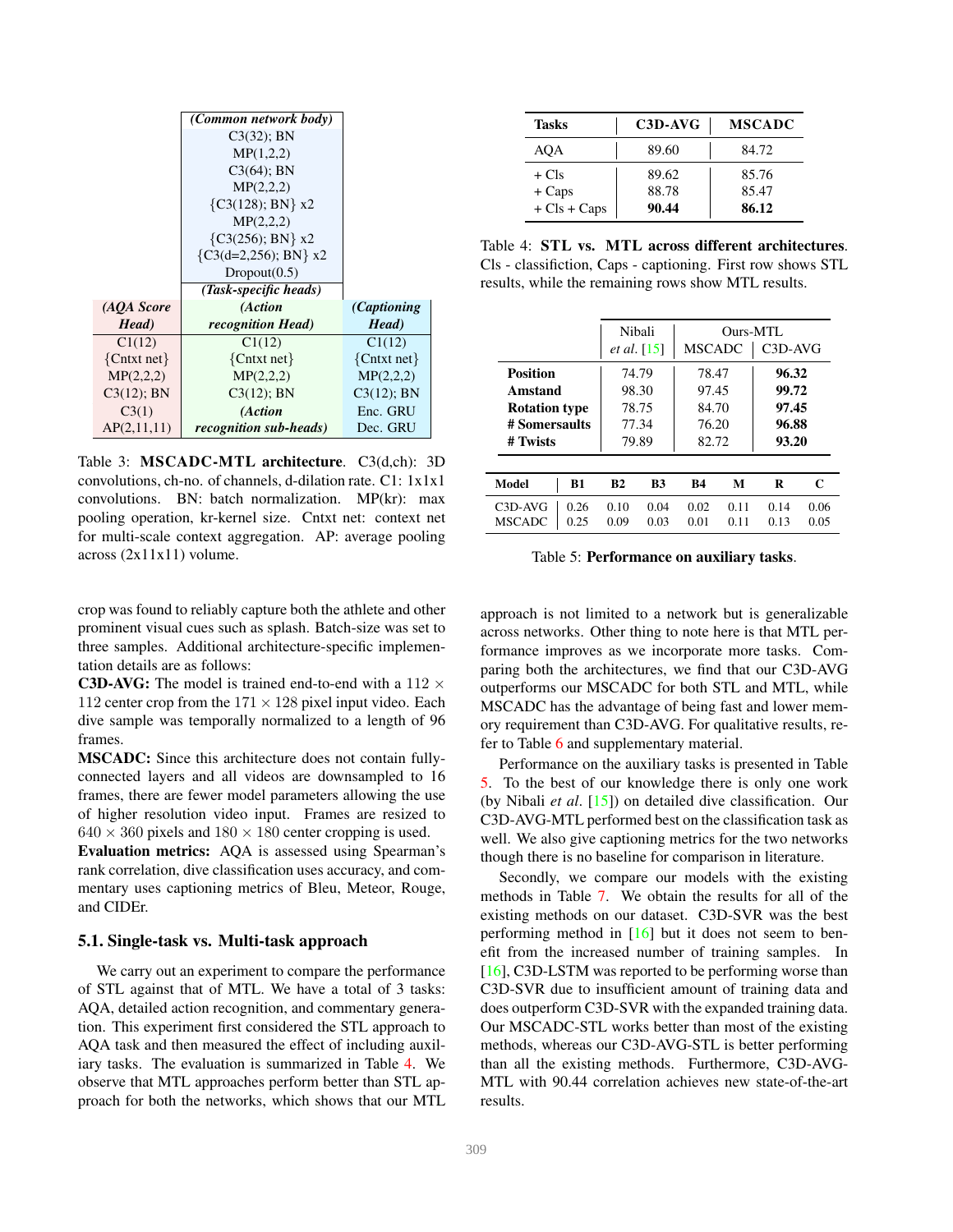| | *(Common network body)* | |
|---|---|---|
| | C3(32); BN | |
| | MP(1,2,2) | |
| | C3(64); BN | |
| | MP(2,2,2) | |
| | {C3(128); BN} x2 | |
| | MP(2,2,2) | |
| | {C3(256); BN} x2 | |
| | {C3(d=2,256); BN} x2 | |
| | Dropout(0.5) | |
| | *(Task-specific heads)* | |
| ***(AQA Score Head)*** | ***(Action recognition Head)*** | ***(Captioning Head)*** |
| C1(12) | C1(12) | C1(12) |
| {Cntxt net} | {Cntxt net} | {Cntxt net} |
| MP(2,2,2) | MP(2,2,2) | MP(2,2,2) |
| C3(12); BN | C3(12); BN | C3(12); BN |
| C3(1) | *(Action* | Enc. GRU |
| AP(2,11,11) | *recognition sub-heads)* | Dec. GRU |

Table 3: **MSCADC-MTL architecture**. C3(d,ch): 3D convolutions, ch-no. of channels, d-dilation rate. C1: 1x1x1 convolutions. BN: batch normalization. MP(kr): max pooling operation, kr-kernel size. Cntxt net: context net for multi-scale context aggregation. AP: average pooling across (2x11x11) volume.

crop was found to reliably capture both the athlete and other prominent visual cues such as splash. Batch-size was set to three samples. Additional architecture-specific implementation details are as follows:

**C3D-AVG:** The model is trained end-to-end with a $112 \times 112$ center crop from the $171 \times 128$ pixel input video. Each dive sample was temporally normalized to a length of 96 frames.

**MSCADC:** Since this architecture does not contain fully-connected layers and all videos are downsampled to 16 frames, there are fewer model parameters allowing the use of higher resolution video input. Frames are resized to $640 \times 360$ pixels and $180 \times 180$ center cropping is used.

**Evaluation metrics:** AQA is assessed using Spearman's rank correlation, dive classification uses accuracy, and commentary uses captioning metrics of Bleu, Meteor, Rouge, and CIDEr.

### 5.1. Single-task vs. Multi-task approach

We carry out an experiment to compare the performance of STL against that of MTL. We have a total of 3 tasks: AQA, detailed action recognition, and commentary generation. This experiment first considered the STL approach to AQA task and then measured the effect of including auxiliary tasks. The evaluation is summarized in Table 4. We observe that MTL approaches perform better than STL approach for both the networks, which shows that our MTL approach is not limited to a network but is generalizable across networks. Other thing to note here is that MTL performance improves as we incorporate more tasks. Comparing both the architectures, we find that our C3D-AVG outperforms our MSCADC for both STL and MTL, while MSCADC has the advantage of being fast and lower memory requirement than C3D-AVG. For qualitative results, refer to Table 6 and supplementary material.

| Tasks | C3D-AVG | MSCADC |
|---|---|---|
| AQA | 89.60 | 84.72 |
| + Cls | 89.62 | 85.76 |
| + Caps | 88.78 | 85.47 |
| + Cls + Caps | **90.44** | **86.12** |

Table 4: **STL vs. MTL across different architectures**. Cls - classifiction, Caps - captioning. First row shows STL results, while the remaining rows show MTL results.

| | Nibali *et al*. [15] | Ours-MTL MSCADC | Ours-MTL C3D-AVG |
|---|---|---|---|
| **Position** | 74.79 | 78.47 | **96.32** |
| **Amstand** | 98.30 | 97.45 | **99.72** |
| **Rotation type** | 78.75 | 84.70 | **97.45** |
| **# Somersaults** | 77.34 | 76.20 | **96.88** |
| **# Twists** | 79.89 | 82.72 | **93.20** |

| Model | B1 | B2 | B3 | B4 | M | R | C |
|---|---|---|---|---|---|---|---|
| C3D-AVG | 0.26 | 0.10 | 0.04 | 0.02 | 0.11 | 0.14 | 0.06 |
| MSCADC | 0.25 | 0.09 | 0.03 | 0.01 | 0.11 | 0.13 | 0.05 |

Table 5: **Performance on auxiliary tasks**.

Performance on the auxiliary tasks is presented in Table 5. To the best of our knowledge there is only one work (by Nibali *et al*. [15]) on detailed dive classification. Our C3D-AVG-MTL performed best on the classification task as well. We also give captioning metrics for the two networks though there is no baseline for comparison in literature.

Secondly, we compare our models with the existing methods in Table 7. We obtain the results for all of the existing methods on our dataset. C3D-SVR was the best performing method in [16] but it does not seem to benefit from the increased number of training samples. In [16], C3D-LSTM was reported to be performing worse than C3D-SVR due to insufficient amount of training data and does outperform C3D-SVR with the expanded training data. Our MSCADC-STL works better than most of the existing methods, whereas our C3D-AVG-STL is better performing than all the existing methods. Furthermore, C3D-AVG-MTL with 90.44 correlation achieves new state-of-the-art results.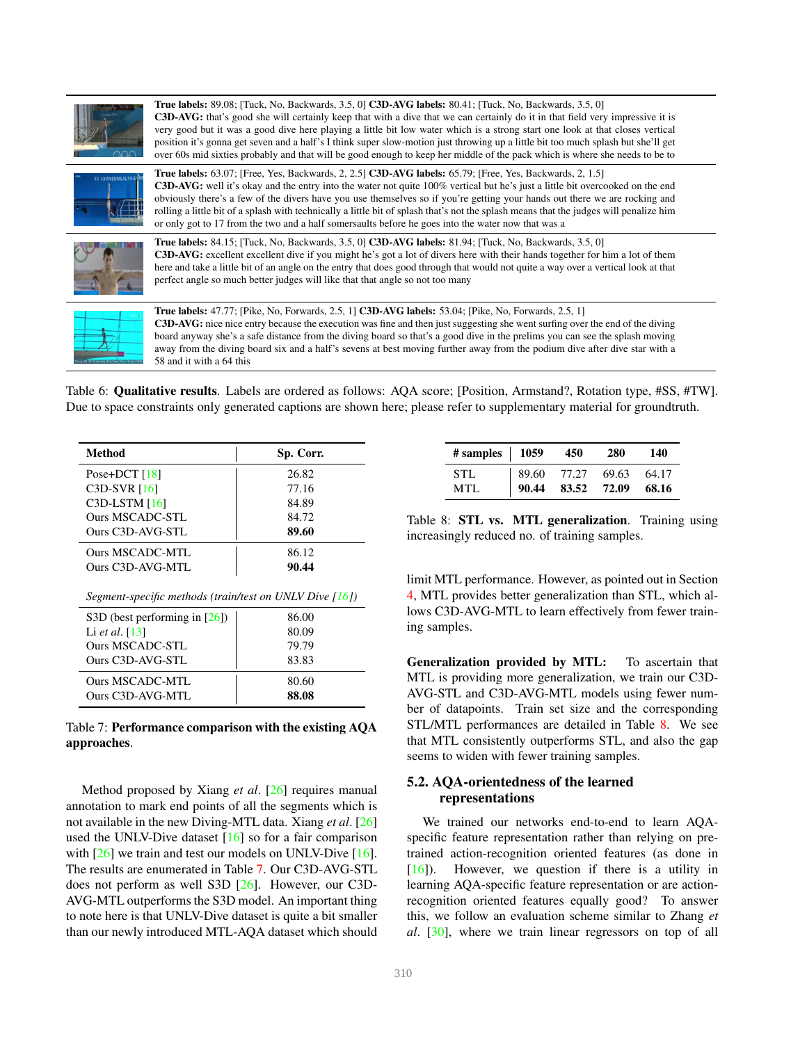| | |
|---|---|
| | **True labels:** 89.08; [Tuck, No, Backwards, 3.5, 0] **C3D-AVG labels:** 80.41; [Tuck, No, Backwards, 3.5, 0] **C3D-AVG:** that's good she will certainly keep that with a dive that we can certainly do it in that field very impressive it is very good but it was a good dive here playing a little bit low water which is a strong start one look at that closes vertical position it's gonna get seven and a half's I think super slow-motion just throwing up a little bit too much splash but she'll get over 60s mid sixties probably and that will be good enough to keep her middle of the pack which is where she needs to be to |
| | **True labels:** 63.07; [Free, Yes, Backwards, 2, 2.5] **C3D-AVG labels:** 65.79; [Free, Yes, Backwards, 2, 1.5] **C3D-AVG:** well it's okay and the entry into the water not quite 100% vertical but he's just a little bit overcooked on the end obviously there's a few of the divers have you use themselves so if you're getting your hands out there we are rocking and rolling a little bit of a splash with technically a little bit of splash that's not the splash means that the judges will penalize him or only got to 17 from the two and a half somersaults before he goes into the water now that was a |
| | **True labels:** 84.15; [Tuck, No, Backwards, 3.5, 0] **C3D-AVG labels:** 81.94; [Tuck, No, Backwards, 3.5, 0] **C3D-AVG:** excellent excellent dive if you might he's got a lot of divers here with their hands together for him a lot of them here and take a little bit of an angle on the entry that does good through that would not quite a way over a vertical look at that perfect angle so much better judges will like that that angle so not too many |
| | **True labels:** 47.77; [Pike, No, Forwards, 2.5, 1] **C3D-AVG labels:** 53.04; [Pike, No, Forwards, 2.5, 1] **C3D-AVG:** nice nice entry because the execution was fine and then just suggesting she went surfing over the end of the diving board anyway she's a safe distance from the diving board so that's a good dive in the prelims you can see the splash moving away from the diving board six and a half's sevens at best moving further away from the podium dive after dive star with a 58 and it with a 64 this |

Table 6: **Qualitative results**. Labels are ordered as follows: AQA score; [Position, Armstand?, Rotation type, #SS, #TW]. Due to space constraints only generated captions are shown here; please refer to supplementary material for groundtruth.

| Method | Sp. Corr. |
|---|---|
| Pose+DCT [18] | 26.82 |
| C3D-SVR [16] | 77.16 |
| C3D-LSTM [16] | 84.89 |
| Ours MSCADC-STL | 84.72 |
| Ours C3D-AVG-STL | **89.60** |
| Ours MSCADC-MTL | 86.12 |
| Ours C3D-AVG-MTL | **90.44** |
| *Segment-specific methods (train/test on UNLV Dive [16])* | |
| S3D (best performing in [26]) | 86.00 |
| Li *et al.* [13] | 80.09 |
| Ours MSCADC-STL | 79.79 |
| Ours C3D-AVG-STL | 83.83 |
| Ours MSCADC-MTL | 80.60 |
| Ours C3D-AVG-MTL | **88.08** |

Table 7: **Performance comparison with the existing AQA approaches**.

Method proposed by Xiang *et al*. [26] requires manual annotation to mark end points of all the segments which is not available in the new Diving-MTL data. Xiang *et al*. [26] used the UNLV-Dive dataset [16] so for a fair comparison with [26] we train and test our models on UNLV-Dive [16]. The results are enumerated in Table 7. Our C3D-AVG-STL does not perform as well S3D [26]. However, our C3D-AVG-MTL outperforms the S3D model. An important thing to note here is that UNLV-Dive dataset is quite a bit smaller than our newly introduced MTL-AQA dataset which should limit MTL performance. However, as pointed out in Section 4, MTL provides better generalization than STL, which allows C3D-AVG-MTL to learn effectively from fewer training samples.

| # samples | 1059 | 450 | 280 | 140 |
|---|---|---|---|---|
| STL | 89.60 | 77.27 | 69.63 | 64.17 |
| MTL | **90.44** | **83.52** | **72.09** | **68.16** |

Table 8: **STL vs. MTL generalization**. Training using increasingly reduced no. of training samples.

**Generalization provided by MTL:** To ascertain that MTL is providing more generalization, we train our C3D-AVG-STL and C3D-AVG-MTL models using fewer number of datapoints. Train set size and the corresponding STL/MTL performances are detailed in Table 8. We see that MTL consistently outperforms STL, and also the gap seems to widen with fewer training samples.

## 5.2. AQA-orientedness of the learned representations

We trained our networks end-to-end to learn AQA-specific feature representation rather than relying on pretrained action-recognition oriented features (as done in [16]). However, we question if there is a utility in learning AQA-specific feature representation or are action-recognition oriented features equally good? To answer this, we follow an evaluation scheme similar to Zhang *et al*. [30], where we train linear regressors on top of all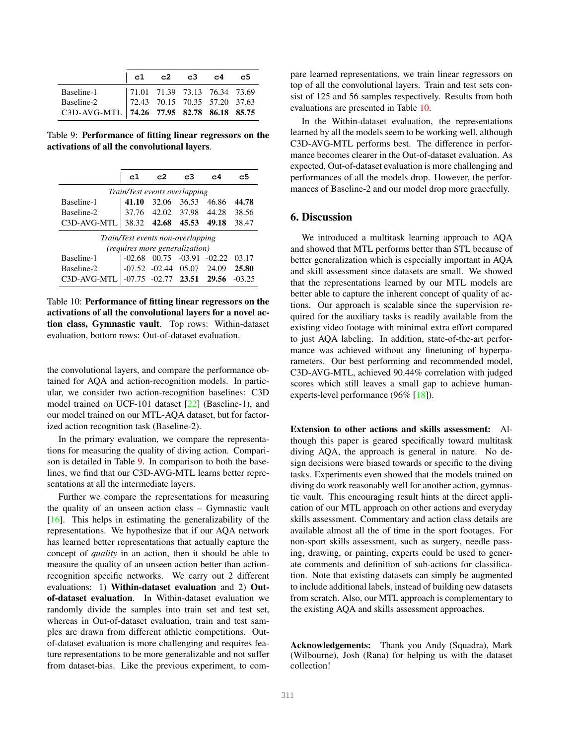| | c1 | c2 | c3 | c4 | c5 |
|---|---|---|---|---|---|
| Baseline-1 | 71.01 | 71.39 | 73.13 | 76.34 | 73.69 |
| Baseline-2 | 72.43 | 70.15 | 70.35 | 57.20 | 37.63 |
| C3D-AVG-MTL | **74.26** | **77.95** | **82.78** | **86.18** | **85.75** |

Table 9: **Performance of fitting linear regressors on the activations of all the convolutional layers**.

| | c1 | c2 | c3 | c4 | c5 |
|---|---|---|---|---|---|
| *Train/Test events overlapping* | | | | | |
| Baseline-1 | **41.10** | 32.06 | 36.53 | 46.86 | **44.78** |
| Baseline-2 | 37.76 | 42.02 | 37.98 | 44.28 | 38.56 |
| C3D-AVG-MTL | 38.32 | **42.68** | **45.53** | **49.18** | 38.47 |
| *Train/Test events non-overlapping (requires more generalization)* | | | | | |
| Baseline-1 | -02.68 | 00.75 | -03.91 | -02.22 | 03.17 |
| Baseline-2 | -07.52 | -02.44 | 05.07 | 24.09 | **25.80** |
| C3D-AVG-MTL | -07.75 | -02.77 | **23.51** | **29.56** | -03.25 |

Table 10: **Performance of fitting linear regressors on the activations of all the convolutional layers for a novel action class, Gymnastic vault**. Top rows: Within-dataset evaluation, bottom rows: Out-of-dataset evaluation.

the convolutional layers, and compare the performance obtained for AQA and action-recognition models. In particular, we consider two action-recognition baselines: C3D model trained on UCF-101 dataset [22] (Baseline-1), and our model trained on our MTL-AQA dataset, but for factorized action recognition task (Baseline-2).

In the primary evaluation, we compare the representations for measuring the quality of diving action. Comparison is detailed in Table 9. In comparison to both the baselines, we find that our C3D-AVG-MTL learns better representations at all the intermediate layers.

Further we compare the representations for measuring the quality of an unseen action class – Gymnastic vault [16]. This helps in estimating the generalizability of the representations. We hypothesize that if our AQA network has learned better representations that actually capture the concept of *quality* in an action, then it should be able to measure the quality of an unseen action better than action-recognition specific networks. We carry out 2 different evaluations: 1) **Within-dataset evaluation** and 2) **Out-of-dataset evaluation**. In Within-dataset evaluation we randomly divide the samples into train set and test set, whereas in Out-of-dataset evaluation, train and test samples are drawn from different athletic competitions. Out-of-dataset evaluation is more challenging and requires feature representations to be more generalizable and not suffer from dataset-bias. Like the previous experiment, to compare learned representations, we train linear regressors on top of all the convolutional layers. Train and test sets consist of 125 and 56 samples respectively. Results from both evaluations are presented in Table 10.

In the Within-dataset evaluation, the representations learned by all the models seem to be working well, although C3D-AVG-MTL performs best. The difference in performance becomes clearer in the Out-of-dataset evaluation. As expected, Out-of-dataset evaluation is more challenging and performances of all the models drop. However, the performances of Baseline-2 and our model drop more gracefully.

## 6. Discussion

We introduced a multitask learning approach to AQA and showed that MTL performs better than STL because of better generalization which is especially important in AQA and skill assessment since datasets are small. We showed that the representations learned by our MTL models are better able to capture the inherent concept of quality of actions. Our approach is scalable since the supervision required for the auxiliary tasks is readily available from the existing video footage with minimal extra effort compared to just AQA labeling. In addition, state-of-the-art performance was achieved without any finetuning of hyperparameters. Our best performing and recommended model, C3D-AVG-MTL, achieved 90.44% correlation with judged scores which still leaves a small gap to achieve human-experts-level performance (96% [18]).

**Extension to other actions and skills assessment:** Although this paper is geared specifically toward multitask diving AQA, the approach is general in nature. No design decisions were biased towards or specific to the diving tasks. Experiments even showed that the models trained on diving do work reasonably well for another action, gymnastic vault. This encouraging result hints at the direct application of our MTL approach on other actions and everyday skills assessment. Commentary and action class details are available almost all the of time in the sport footages. For non-sport skills assessment, such as surgery, needle passing, drawing, or painting, experts could be used to generate comments and definition of sub-actions for classification. Note that existing datasets can simply be augmented to include additional labels, instead of building new datasets from scratch. Also, our MTL approach is complementary to the existing AQA and skills assessment approaches.

**Acknowledgements:** Thank you Andy (Squadra), Mark (Wilbourne), Josh (Rana) for helping us with the dataset collection!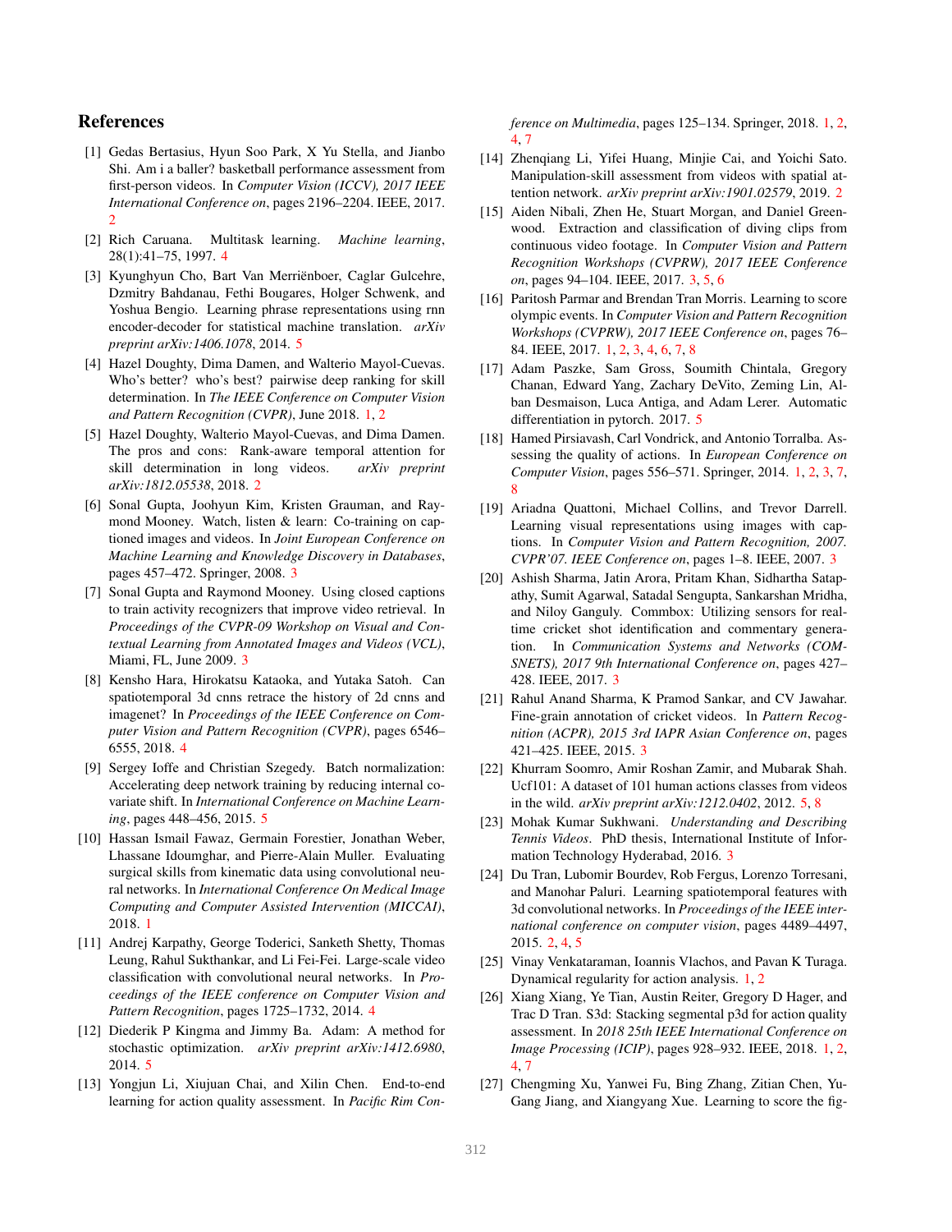## References

[1] Gedas Bertasius, Hyun Soo Park, X Yu Stella, and Jianbo Shi. Am i a baller? basketball performance assessment from first-person videos. In *Computer Vision (ICCV), 2017 IEEE International Conference on*, pages 2196–2204. IEEE, 2017. 2

[2] Rich Caruana. Multitask learning. *Machine learning*, 28(1):41–75, 1997. 4

[3] Kyunghyun Cho, Bart Van Merriënboer, Caglar Gulcehre, Dzmitry Bahdanau, Fethi Bougares, Holger Schwenk, and Yoshua Bengio. Learning phrase representations using rnn encoder-decoder for statistical machine translation. *arXiv preprint arXiv:1406.1078*, 2014. 5

[4] Hazel Doughty, Dima Damen, and Walterio Mayol-Cuevas. Who's better? who's best? pairwise deep ranking for skill determination. In *The IEEE Conference on Computer Vision and Pattern Recognition (CVPR)*, June 2018. 1, 2

[5] Hazel Doughty, Walterio Mayol-Cuevas, and Dima Damen. The pros and cons: Rank-aware temporal attention for skill determination in long videos. *arXiv preprint arXiv:1812.05538*, 2018. 2

[6] Sonal Gupta, Joohyun Kim, Kristen Grauman, and Raymond Mooney. Watch, listen & learn: Co-training on captioned images and videos. In *Joint European Conference on Machine Learning and Knowledge Discovery in Databases*, pages 457–472. Springer, 2008. 3

[7] Sonal Gupta and Raymond Mooney. Using closed captions to train activity recognizers that improve video retrieval. In *Proceedings of the CVPR-09 Workshop on Visual and Contextual Learning from Annotated Images and Videos (VCL)*, Miami, FL, June 2009. 3

[8] Kensho Hara, Hirokatsu Kataoka, and Yutaka Satoh. Can spatiotemporal 3d cnns retrace the history of 2d cnns and imagenet? In *Proceedings of the IEEE Conference on Computer Vision and Pattern Recognition (CVPR)*, pages 6546–6555, 2018. 4

[9] Sergey Ioffe and Christian Szegedy. Batch normalization: Accelerating deep network training by reducing internal covariate shift. In *International Conference on Machine Learning*, pages 448–456, 2015. 5

[10] Hassan Ismail Fawaz, Germain Forestier, Jonathan Weber, Lhassane Idoumghar, and Pierre-Alain Muller. Evaluating surgical skills from kinematic data using convolutional neural networks. In *International Conference On Medical Image Computing and Computer Assisted Intervention (MICCAI)*, 2018. 1

[11] Andrej Karpathy, George Toderici, Sanketh Shetty, Thomas Leung, Rahul Sukthankar, and Li Fei-Fei. Large-scale video classification with convolutional neural networks. In *Proceedings of the IEEE conference on Computer Vision and Pattern Recognition*, pages 1725–1732, 2014. 4

[12] Diederik P Kingma and Jimmy Ba. Adam: A method for stochastic optimization. *arXiv preprint arXiv:1412.6980*, 2014. 5

[13] Yongjun Li, Xiujuan Chai, and Xilin Chen. End-to-end learning for action quality assessment. In *Pacific Rim Conference on Multimedia*, pages 125–134. Springer, 2018. 1, 2, 4, 7

[14] Zhenqiang Li, Yifei Huang, Minjie Cai, and Yoichi Sato. Manipulation-skill assessment from videos with spatial attention network. *arXiv preprint arXiv:1901.02579*, 2019. 2

[15] Aiden Nibali, Zhen He, Stuart Morgan, and Daniel Greenwood. Extraction and classification of diving clips from continuous video footage. In *Computer Vision and Pattern Recognition Workshops (CVPRW), 2017 IEEE Conference on*, pages 94–104. IEEE, 2017. 3, 5, 6

[16] Paritosh Parmar and Brendan Tran Morris. Learning to score olympic events. In *Computer Vision and Pattern Recognition Workshops (CVPRW), 2017 IEEE Conference on*, pages 76–84. IEEE, 2017. 1, 2, 3, 4, 6, 7, 8

[17] Adam Paszke, Sam Gross, Soumith Chintala, Gregory Chanan, Edward Yang, Zachary DeVito, Zeming Lin, Alban Desmaison, Luca Antiga, and Adam Lerer. Automatic differentiation in pytorch. 2017. 5

[18] Hamed Pirsiavash, Carl Vondrick, and Antonio Torralba. Assessing the quality of actions. In *European Conference on Computer Vision*, pages 556–571. Springer, 2014. 1, 2, 3, 7, 8

[19] Ariadna Quattoni, Michael Collins, and Trevor Darrell. Learning visual representations using images with captions. In *Computer Vision and Pattern Recognition, 2007. CVPR'07. IEEE Conference on*, pages 1–8. IEEE, 2007. 3

[20] Ashish Sharma, Jatin Arora, Pritam Khan, Sidhartha Satapathy, Sumit Agarwal, Satadal Sengupta, Sankarshan Mridha, and Niloy Ganguly. Commbox: Utilizing sensors for real-time cricket shot identification and commentary generation. In *Communication Systems and Networks (COMSNETS), 2017 9th International Conference on*, pages 427–428. IEEE, 2017. 3

[21] Rahul Anand Sharma, K Pramod Sankar, and CV Jawahar. Fine-grain annotation of cricket videos. In *Pattern Recognition (ACPR), 2015 3rd IAPR Asian Conference on*, pages 421–425. IEEE, 2015. 3

[22] Khurram Soomro, Amir Roshan Zamir, and Mubarak Shah. Ucf101: A dataset of 101 human actions classes from videos in the wild. *arXiv preprint arXiv:1212.0402*, 2012. 5, 8

[23] Mohak Kumar Sukhwani. *Understanding and Describing Tennis Videos*. PhD thesis, International Institute of Information Technology Hyderabad, 2016. 3

[24] Du Tran, Lubomir Bourdev, Rob Fergus, Lorenzo Torresani, and Manohar Paluri. Learning spatiotemporal features with 3d convolutional networks. In *Proceedings of the IEEE international conference on computer vision*, pages 4489–4497, 2015. 2, 4, 5

[25] Vinay Venkataraman, Ioannis Vlachos, and Pavan K Turaga. Dynamical regularity for action analysis. 1, 2

[26] Xiang Xiang, Ye Tian, Austin Reiter, Gregory D Hager, and Trac D Tran. S3d: Stacking segmental p3d for action quality assessment. In *2018 25th IEEE International Conference on Image Processing (ICIP)*, pages 928–932. IEEE, 2018. 1, 2, 4, 7

[27] Chengming Xu, Yanwei Fu, Bing Zhang, Zitian Chen, Yu-Gang Jiang, and Xiangyang Xue. Learning to score the fig-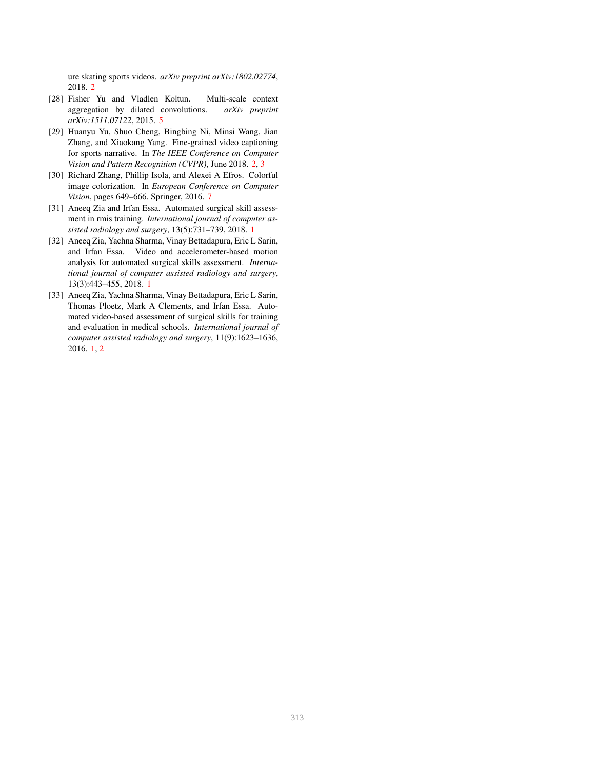ure skating sports videos. *arXiv preprint arXiv:1802.02774*, 2018. 2

[28] Fisher Yu and Vladlen Koltun. Multi-scale context aggregation by dilated convolutions. *arXiv preprint arXiv:1511.07122*, 2015. 5

[29] Huanyu Yu, Shuo Cheng, Bingbing Ni, Minsi Wang, Jian Zhang, and Xiaokang Yang. Fine-grained video captioning for sports narrative. In *The IEEE Conference on Computer Vision and Pattern Recognition (CVPR)*, June 2018. 2, 3

[30] Richard Zhang, Phillip Isola, and Alexei A Efros. Colorful image colorization. In *European Conference on Computer Vision*, pages 649–666. Springer, 2016. 7

[31] Aneeq Zia and Irfan Essa. Automated surgical skill assessment in rmis training. *International journal of computer assisted radiology and surgery*, 13(5):731–739, 2018. 1

[32] Aneeq Zia, Yachna Sharma, Vinay Bettadapura, Eric L Sarin, and Irfan Essa. Video and accelerometer-based motion analysis for automated surgical skills assessment. *International journal of computer assisted radiology and surgery*, 13(3):443–455, 2018. 1

[33] Aneeq Zia, Yachna Sharma, Vinay Bettadapura, Eric L Sarin, Thomas Ploetz, Mark A Clements, and Irfan Essa. Automated video-based assessment of surgical skills for training and evaluation in medical schools. *International journal of computer assisted radiology and surgery*, 11(9):1623–1636, 2016. 1, 2